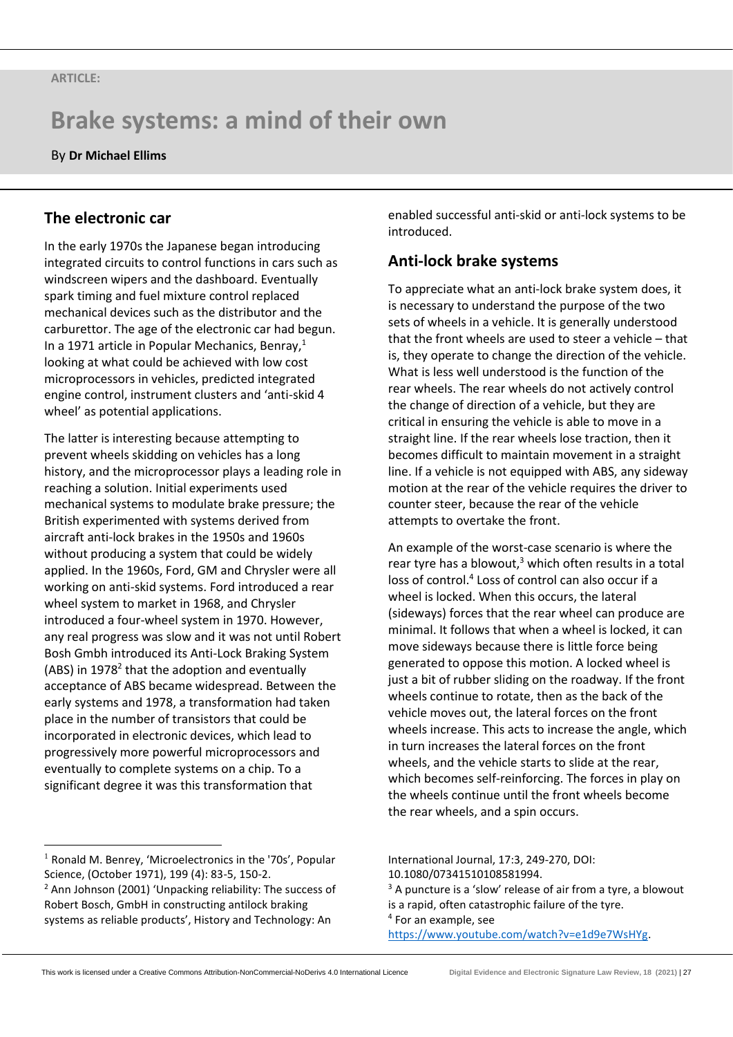ARTICLE:

# Brake systems: a mind of their own

By **Dr Michael Ellims**

## The electronic car

In the early 1970s the Japanese began introducing integrated circuits to control functions in cars such as windscreen wipers and the dashboard. Eventually spark timing and fuel mixture control replaced mechanical devices such as the distributor and the carburettor. The age of the electronic car had begun. In a 1971 article in Popular Mechanics, Benray,[1] looking at what could be achieved with low cost microprocessors in vehicles, predicted integrated engine control, instrument clusters and 'anti-skid 4 wheel' as potential applications.

The latter is interesting because attempting to prevent wheels skidding on vehicles has a long history, and the microprocessor plays a leading role in reaching a solution. Initial experiments used mechanical systems to modulate brake pressure; the British experimented with systems derived from aircraft anti-lock brakes in the 1950s and 1960s without producing a system that could be widely applied. In the 1960s, Ford, GM and Chrysler were all working on anti-skid systems. Ford introduced a rear wheel system to market in 1968, and Chrysler introduced a four-wheel system in 1970. However, any real progress was slow and it was not until Robert Bosh Gmbh introduced its Anti-Lock Braking System (ABS) in 1978[2] that the adoption and eventually acceptance of ABS became widespread. Between the early systems and 1978, a transformation had taken place in the number of transistors that could be incorporated in electronic devices, which lead to progressively more powerful microprocessors and eventually to complete systems on a chip. To a significant degree it was this transformation that enabled successful anti-skid or anti-lock systems to be introduced.

## Anti-lock brake systems

To appreciate what an anti-lock brake system does, it is necessary to understand the purpose of the two sets of wheels in a vehicle. It is generally understood that the front wheels are used to steer a vehicle – that is, they operate to change the direction of the vehicle. What is less well understood is the function of the rear wheels. The rear wheels do not actively control the change of direction of a vehicle, but they are critical in ensuring the vehicle is able to move in a straight line. If the rear wheels lose traction, then it becomes difficult to maintain movement in a straight line. If a vehicle is not equipped with ABS, any sideway motion at the rear of the vehicle requires the driver to counter steer, because the rear of the vehicle attempts to overtake the front.

An example of the worst-case scenario is where the rear tyre has a blowout,[3] which often results in a total loss of control.[4] Loss of control can also occur if a wheel is locked. When this occurs, the lateral (sideways) forces that the rear wheel can produce are minimal. It follows that when a wheel is locked, it can move sideways because there is little force being generated to oppose this motion. A locked wheel is just a bit of rubber sliding on the roadway. If the front wheels continue to rotate, then as the back of the vehicle moves out, the lateral forces on the front wheels increase. This acts to increase the angle, which in turn increases the lateral forces on the front wheels, and the vehicle starts to slide at the rear, which becomes self-reinforcing. The forces in play on the wheels continue until the front wheels become the rear wheels, and a spin occurs.

---

[1] Ronald M. Benrey, 'Microelectronics in the '70s', Popular Science, (October 1971), 199 (4): 83-5, 150-2.

[2] Ann Johnson (2001) 'Unpacking reliability: The success of Robert Bosch, GmbH in constructing antilock braking systems as reliable products', History and Technology: An International Journal, 17:3, 249-270, DOI: 10.1080/07341510108581994.

[3] A puncture is a 'slow' release of air from a tyre, a blowout is a rapid, often catastrophic failure of the tyre.

[4] For an example, see https://www.youtube.com/watch?v=e1d9e7WsHYg.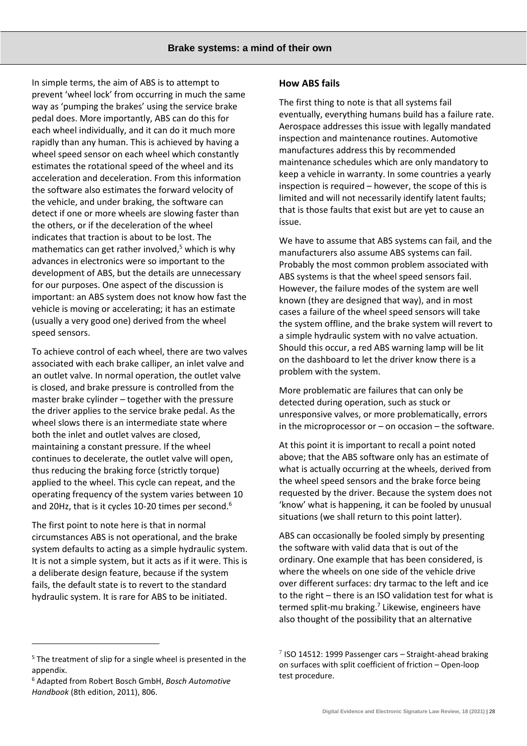In simple terms, the aim of ABS is to attempt to prevent 'wheel lock' from occurring in much the same way as 'pumping the brakes' using the service brake pedal does. More importantly, ABS can do this for each wheel individually, and it can do it much more rapidly than any human. This is achieved by having a wheel speed sensor on each wheel which constantly estimates the rotational speed of the wheel and its acceleration and deceleration. From this information the software also estimates the forward velocity of the vehicle, and under braking, the software can detect if one or more wheels are slowing faster than the others, or if the deceleration of the wheel indicates that traction is about to be lost. The mathematics can get rather involved,[5] which is why advances in electronics were so important to the development of ABS, but the details are unnecessary for our purposes. One aspect of the discussion is important: an ABS system does not know how fast the vehicle is moving or accelerating; it has an estimate (usually a very good one) derived from the wheel speed sensors.

To achieve control of each wheel, there are two valves associated with each brake calliper, an inlet valve and an outlet valve. In normal operation, the outlet valve is closed, and brake pressure is controlled from the master brake cylinder – together with the pressure the driver applies to the service brake pedal. As the wheel slows there is an intermediate state where both the inlet and outlet valves are closed, maintaining a constant pressure. If the wheel continues to decelerate, the outlet valve will open, thus reducing the braking force (strictly torque) applied to the wheel. This cycle can repeat, and the operating frequency of the system varies between 10 and 20Hz, that is it cycles 10-20 times per second.[6]

The first point to note here is that in normal circumstances ABS is not operational, and the brake system defaults to acting as a simple hydraulic system. It is not a simple system, but it acts as if it were. This is a deliberate design feature, because if the system fails, the default state is to revert to the standard hydraulic system. It is rare for ABS to be initiated.

## How ABS fails

The first thing to note is that all systems fail eventually, everything humans build has a failure rate. Aerospace addresses this issue with legally mandated inspection and maintenance routines. Automotive manufactures address this by recommended maintenance schedules which are only mandatory to keep a vehicle in warranty. In some countries a yearly inspection is required – however, the scope of this is limited and will not necessarily identify latent faults; that is those faults that exist but are yet to cause an issue.

We have to assume that ABS systems can fail, and the manufacturers also assume ABS systems can fail. Probably the most common problem associated with ABS systems is that the wheel speed sensors fail. However, the failure modes of the system are well known (they are designed that way), and in most cases a failure of the wheel speed sensors will take the system offline, and the brake system will revert to a simple hydraulic system with no valve actuation. Should this occur, a red ABS warning lamp will be lit on the dashboard to let the driver know there is a problem with the system.

More problematic are failures that can only be detected during operation, such as stuck or unresponsive valves, or more problematically, errors in the microprocessor or – on occasion – the software.

At this point it is important to recall a point noted above; that the ABS software only has an estimate of what is actually occurring at the wheels, derived from the wheel speed sensors and the brake force being requested by the driver. Because the system does not 'know' what is happening, it can be fooled by unusual situations (we shall return to this point latter).

ABS can occasionally be fooled simply by presenting the software with valid data that is out of the ordinary. One example that has been considered, is where the wheels on one side of the vehicle drive over different surfaces: dry tarmac to the left and ice to the right – there is an ISO validation test for what is termed split-mu braking.[7] Likewise, engineers have also thought of the possibility that an alternative

---

[5] The treatment of slip for a single wheel is presented in the appendix.

[6] Adapted from Robert Bosch GmbH, *Bosch Automotive Handbook* (8th edition, 2011), 806.

[7] ISO 14512: 1999 Passenger cars – Straight-ahead braking on surfaces with split coefficient of friction – Open-loop test procedure.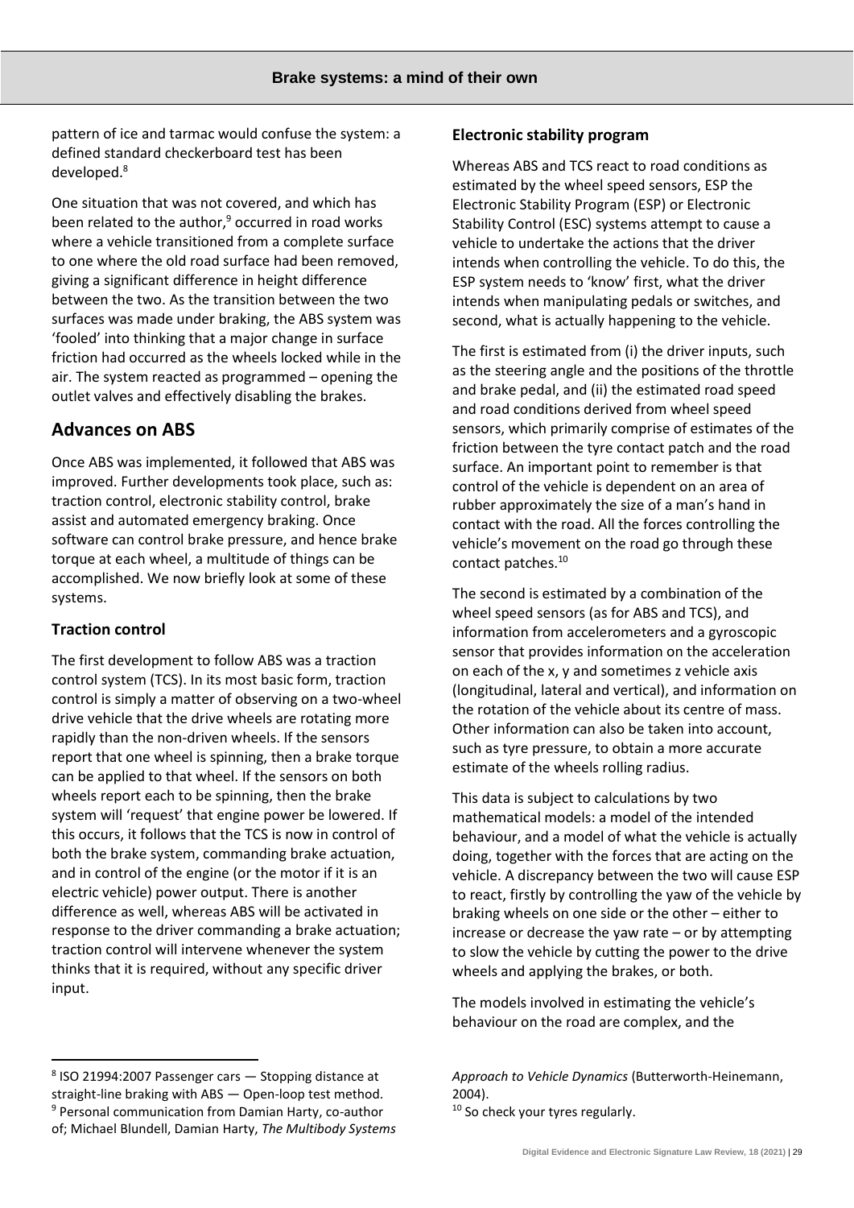pattern of ice and tarmac would confuse the system: a defined standard checkerboard test has been developed.[8]

One situation that was not covered, and which has been related to the author,[9] occurred in road works where a vehicle transitioned from a complete surface to one where the old road surface had been removed, giving a significant difference in height difference between the two. As the transition between the two surfaces was made under braking, the ABS system was 'fooled' into thinking that a major change in surface friction had occurred as the wheels locked while in the air. The system reacted as programmed – opening the outlet valves and effectively disabling the brakes.

## Advances on ABS

Once ABS was implemented, it followed that ABS was improved. Further developments took place, such as: traction control, electronic stability control, brake assist and automated emergency braking. Once software can control brake pressure, and hence brake torque at each wheel, a multitude of things can be accomplished. We now briefly look at some of these systems.

### Traction control

The first development to follow ABS was a traction control system (TCS). In its most basic form, traction control is simply a matter of observing on a two-wheel drive vehicle that the drive wheels are rotating more rapidly than the non-driven wheels. If the sensors report that one wheel is spinning, then a brake torque can be applied to that wheel. If the sensors on both wheels report each to be spinning, then the brake system will 'request' that engine power be lowered. If this occurs, it follows that the TCS is now in control of both the brake system, commanding brake actuation, and in control of the engine (or the motor if it is an electric vehicle) power output. There is another difference as well, whereas ABS will be activated in response to the driver commanding a brake actuation; traction control will intervene whenever the system thinks that it is required, without any specific driver input.

### Electronic stability program

Whereas ABS and TCS react to road conditions as estimated by the wheel speed sensors, ESP the Electronic Stability Program (ESP) or Electronic Stability Control (ESC) systems attempt to cause a vehicle to undertake the actions that the driver intends when controlling the vehicle. To do this, the ESP system needs to 'know' first, what the driver intends when manipulating pedals or switches, and second, what is actually happening to the vehicle.

The first is estimated from (i) the driver inputs, such as the steering angle and the positions of the throttle and brake pedal, and (ii) the estimated road speed and road conditions derived from wheel speed sensors, which primarily comprise of estimates of the friction between the tyre contact patch and the road surface. An important point to remember is that control of the vehicle is dependent on an area of rubber approximately the size of a man's hand in contact with the road. All the forces controlling the vehicle's movement on the road go through these contact patches.[10]

The second is estimated by a combination of the wheel speed sensors (as for ABS and TCS), and information from accelerometers and a gyroscopic sensor that provides information on the acceleration on each of the x, y and sometimes z vehicle axis (longitudinal, lateral and vertical), and information on the rotation of the vehicle about its centre of mass. Other information can also be taken into account, such as tyre pressure, to obtain a more accurate estimate of the wheels rolling radius.

This data is subject to calculations by two mathematical models: a model of the intended behaviour, and a model of what the vehicle is actually doing, together with the forces that are acting on the vehicle. A discrepancy between the two will cause ESP to react, firstly by controlling the yaw of the vehicle by braking wheels on one side or the other – either to increase or decrease the yaw rate – or by attempting to slow the vehicle by cutting the power to the drive wheels and applying the brakes, or both.

The models involved in estimating the vehicle's behaviour on the road are complex, and the

---

[8] ISO 21994:2007 Passenger cars — Stopping distance at straight-line braking with ABS — Open-loop test method.

[9] Personal communication from Damian Harty, co-author of; Michael Blundell, Damian Harty, *The Multibody Systems Approach to Vehicle Dynamics* (Butterworth-Heinemann, 2004).

[10] So check your tyres regularly.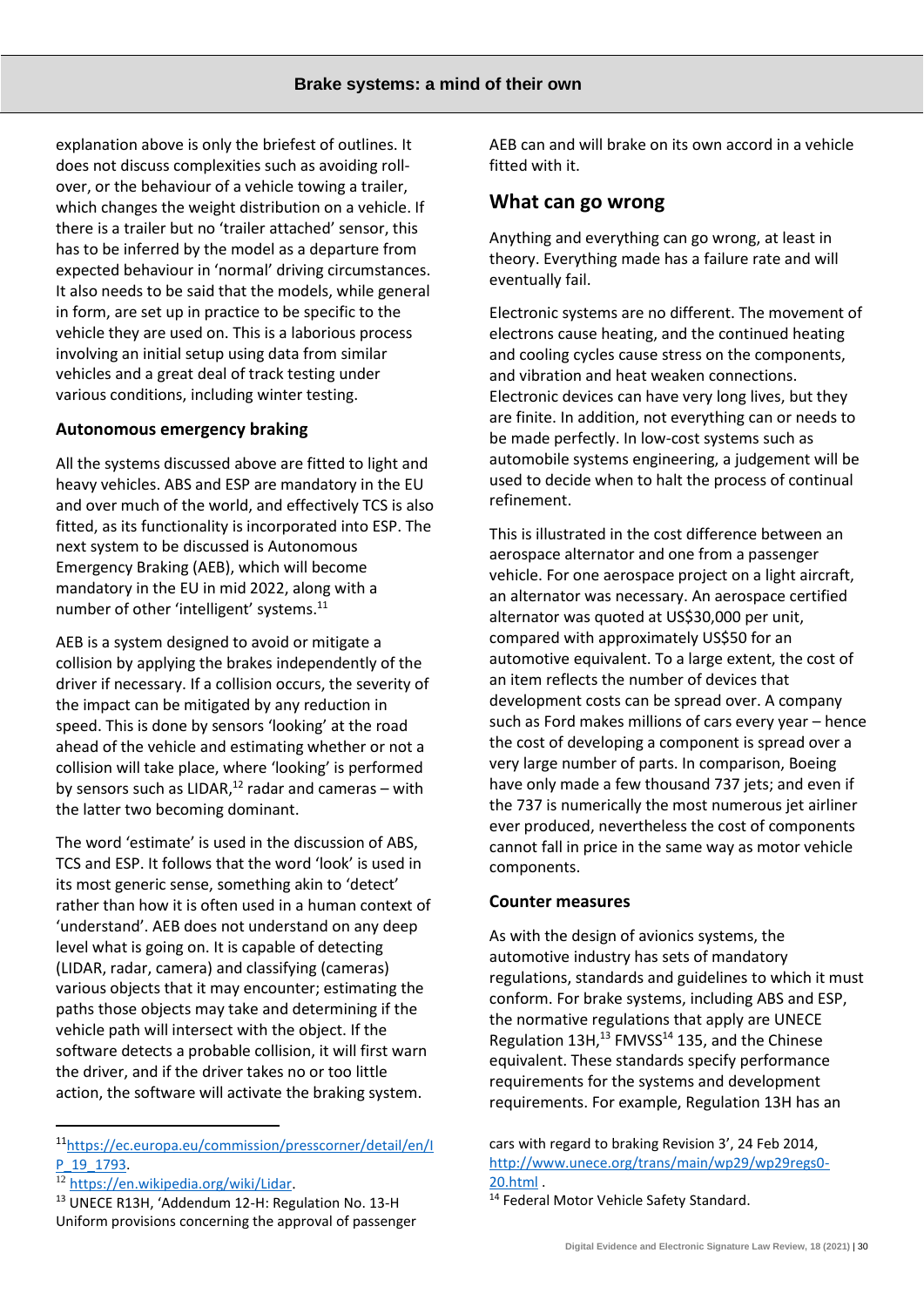explanation above is only the briefest of outlines. It does not discuss complexities such as avoiding roll-over, or the behaviour of a vehicle towing a trailer, which changes the weight distribution on a vehicle. If there is a trailer but no 'trailer attached' sensor, this has to be inferred by the model as a departure from expected behaviour in 'normal' driving circumstances. It also needs to be said that the models, while general in form, are set up in practice to be specific to the vehicle they are used on. This is a laborious process involving an initial setup using data from similar vehicles and a great deal of track testing under various conditions, including winter testing.

### Autonomous emergency braking

All the systems discussed above are fitted to light and heavy vehicles. ABS and ESP are mandatory in the EU and over much of the world, and effectively TCS is also fitted, as its functionality is incorporated into ESP. The next system to be discussed is Autonomous Emergency Braking (AEB), which will become mandatory in the EU in mid 2022, along with a number of other 'intelligent' systems.[11]

AEB is a system designed to avoid or mitigate a collision by applying the brakes independently of the driver if necessary. If a collision occurs, the severity of the impact can be mitigated by any reduction in speed. This is done by sensors 'looking' at the road ahead of the vehicle and estimating whether or not a collision will take place, where 'looking' is performed by sensors such as LIDAR,[12] radar and cameras – with the latter two becoming dominant.

The word 'estimate' is used in the discussion of ABS, TCS and ESP. It follows that the word 'look' is used in its most generic sense, something akin to 'detect' rather than how it is often used in a human context of 'understand'. AEB does not understand on any deep level what is going on. It is capable of detecting (LIDAR, radar, camera) and classifying (cameras) various objects that it may encounter; estimating the paths those objects may take and determining if the vehicle path will intersect with the object. If the software detects a probable collision, it will first warn the driver, and if the driver takes no or too little action, the software will activate the braking system. AEB can and will brake on its own accord in a vehicle fitted with it.

## What can go wrong

Anything and everything can go wrong, at least in theory. Everything made has a failure rate and will eventually fail.

Electronic systems are no different. The movement of electrons cause heating, and the continued heating and cooling cycles cause stress on the components, and vibration and heat weaken connections. Electronic devices can have very long lives, but they are finite. In addition, not everything can or needs to be made perfectly. In low-cost systems such as automobile systems engineering, a judgement will be used to decide when to halt the process of continual refinement.

This is illustrated in the cost difference between an aerospace alternator and one from a passenger vehicle. For one aerospace project on a light aircraft, an alternator was necessary. An aerospace certified alternator was quoted at US$30,000 per unit, compared with approximately US$50 for an automotive equivalent. To a large extent, the cost of an item reflects the number of devices that development costs can be spread over. A company such as Ford makes millions of cars every year – hence the cost of developing a component is spread over a very large number of parts. In comparison, Boeing have only made a few thousand 737 jets; and even if the 737 is numerically the most numerous jet airliner ever produced, nevertheless the cost of components cannot fall in price in the same way as motor vehicle components.

### Counter measures

As with the design of avionics systems, the automotive industry has sets of mandatory regulations, standards and guidelines to which it must conform. For brake systems, including ABS and ESP, the normative regulations that apply are UNECE Regulation 13H,[13] FMVSS[14] 135, and the Chinese equivalent. These standards specify performance requirements for the systems and development requirements. For example, Regulation 13H has an

---

[11] https://ec.europa.eu/commission/presscorner/detail/en/IP_19_1793.

[12] https://en.wikipedia.org/wiki/Lidar.

[13] UNECE R13H, 'Addendum 12-H: Regulation No. 13-H Uniform provisions concerning the approval of passenger cars with regard to braking Revision 3', 24 Feb 2014, http://www.unece.org/trans/main/wp29/wp29regs0-20.html .

[14] Federal Motor Vehicle Safety Standard.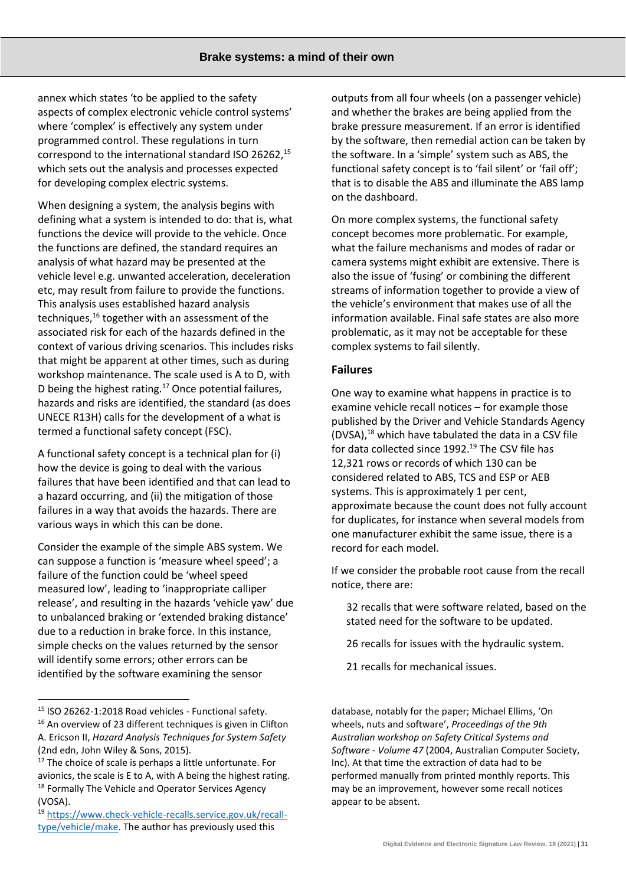annex which states 'to be applied to the safety aspects of complex electronic vehicle control systems' where 'complex' is effectively any system under programmed control. These regulations in turn correspond to the international standard ISO 26262,[15] which sets out the analysis and processes expected for developing complex electric systems.

When designing a system, the analysis begins with defining what a system is intended to do: that is, what functions the device will provide to the vehicle. Once the functions are defined, the standard requires an analysis of what hazard may be presented at the vehicle level e.g. unwanted acceleration, deceleration etc, may result from failure to provide the functions. This analysis uses established hazard analysis techniques,[16] together with an assessment of the associated risk for each of the hazards defined in the context of various driving scenarios. This includes risks that might be apparent at other times, such as during workshop maintenance. The scale used is A to D, with D being the highest rating.[17] Once potential failures, hazards and risks are identified, the standard (as does UNECE R13H) calls for the development of a what is termed a functional safety concept (FSC).

A functional safety concept is a technical plan for (i) how the device is going to deal with the various failures that have been identified and that can lead to a hazard occurring, and (ii) the mitigation of those failures in a way that avoids the hazards. There are various ways in which this can be done.

Consider the example of the simple ABS system. We can suppose a function is 'measure wheel speed'; a failure of the function could be 'wheel speed measured low', leading to 'inappropriate calliper release', and resulting in the hazards 'vehicle yaw' due to unbalanced braking or 'extended braking distance' due to a reduction in brake force. In this instance, simple checks on the values returned by the sensor will identify some errors; other errors can be identified by the software examining the sensor outputs from all four wheels (on a passenger vehicle) and whether the brakes are being applied from the brake pressure measurement. If an error is identified by the software, then remedial action can be taken by the software. In a 'simple' system such as ABS, the functional safety concept is to 'fail silent' or 'fail off'; that is to disable the ABS and illuminate the ABS lamp on the dashboard.

On more complex systems, the functional safety concept becomes more problematic. For example, what the failure mechanisms and modes of radar or camera systems might exhibit are extensive. There is also the issue of 'fusing' or combining the different streams of information together to provide a view of the vehicle's environment that makes use of all the information available. Final safe states are also more problematic, as it may not be acceptable for these complex systems to fail silently.

## Failures

One way to examine what happens in practice is to examine vehicle recall notices – for example those published by the Driver and Vehicle Standards Agency (DVSA),[18] which have tabulated the data in a CSV file for data collected since 1992.[19] The CSV file has 12,321 rows or records of which 130 can be considered related to ABS, TCS and ESP or AEB systems. This is approximately 1 per cent, approximate because the count does not fully account for duplicates, for instance when several models from one manufacturer exhibit the same issue, there is a record for each model.

If we consider the probable root cause from the recall notice, there are:

> 32 recalls that were software related, based on the stated need for the software to be updated.
>
> 26 recalls for issues with the hydraulic system.
>
> 21 recalls for mechanical issues.

---

[15] ISO 26262-1:2018 Road vehicles - Functional safety.

[16] An overview of 23 different techniques is given in Clifton A. Ericson II, *Hazard Analysis Techniques for System Safety* (2nd edn, John Wiley & Sons, 2015).

[17] The choice of scale is perhaps a little unfortunate. For avionics, the scale is E to A, with A being the highest rating.

[18] Formally The Vehicle and Operator Services Agency (VOSA).

[19] https://www.check-vehicle-recalls.service.gov.uk/recall-type/vehicle/make. The author has previously used this database, notably for the paper; Michael Ellims, 'On wheels, nuts and software', *Proceedings of the 9th Australian workshop on Safety Critical Systems and Software - Volume 47* (2004, Australian Computer Society, Inc). At that time the extraction of data had to be performed manually from printed monthly reports. This may be an improvement, however some recall notices appear to be absent.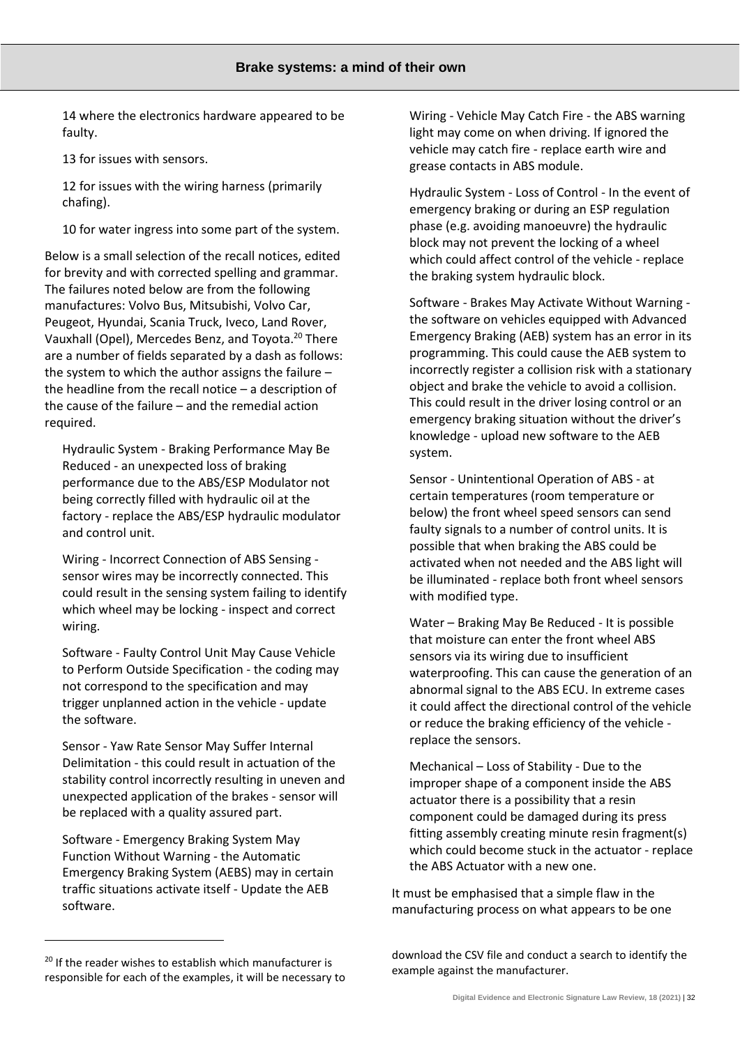14 where the electronics hardware appeared to be faulty.

13 for issues with sensors.

12 for issues with the wiring harness (primarily chafing).

10 for water ingress into some part of the system.

Below is a small selection of the recall notices, edited for brevity and with corrected spelling and grammar. The failures noted below are from the following manufactures: Volvo Bus, Mitsubishi, Volvo Car, Peugeot, Hyundai, Scania Truck, Iveco, Land Rover, Vauxhall (Opel), Mercedes Benz, and Toyota.[20] There are a number of fields separated by a dash as follows: the system to which the author assigns the failure – the headline from the recall notice – a description of the cause of the failure – and the remedial action required.

Hydraulic System - Braking Performance May Be Reduced - an unexpected loss of braking performance due to the ABS/ESP Modulator not being correctly filled with hydraulic oil at the factory - replace the ABS/ESP hydraulic modulator and control unit.

Wiring - Incorrect Connection of ABS Sensing - sensor wires may be incorrectly connected. This could result in the sensing system failing to identify which wheel may be locking - inspect and correct wiring.

Software - Faulty Control Unit May Cause Vehicle to Perform Outside Specification - the coding may not correspond to the specification and may trigger unplanned action in the vehicle - update the software.

Sensor - Yaw Rate Sensor May Suffer Internal Delimitation - this could result in actuation of the stability control incorrectly resulting in uneven and unexpected application of the brakes - sensor will be replaced with a quality assured part.

Software - Emergency Braking System May Function Without Warning - the Automatic Emergency Braking System (AEBS) may in certain traffic situations activate itself - Update the AEB software.

Wiring - Vehicle May Catch Fire - the ABS warning light may come on when driving. If ignored the vehicle may catch fire - replace earth wire and grease contacts in ABS module.

Hydraulic System - Loss of Control - In the event of emergency braking or during an ESP regulation phase (e.g. avoiding manoeuvre) the hydraulic block may not prevent the locking of a wheel which could affect control of the vehicle - replace the braking system hydraulic block.

Software - Brakes May Activate Without Warning - the software on vehicles equipped with Advanced Emergency Braking (AEB) system has an error in its programming. This could cause the AEB system to incorrectly register a collision risk with a stationary object and brake the vehicle to avoid a collision. This could result in the driver losing control or an emergency braking situation without the driver's knowledge - upload new software to the AEB system.

Sensor - Unintentional Operation of ABS - at certain temperatures (room temperature or below) the front wheel speed sensors can send faulty signals to a number of control units. It is possible that when braking the ABS could be activated when not needed and the ABS light will be illuminated - replace both front wheel sensors with modified type.

Water – Braking May Be Reduced - It is possible that moisture can enter the front wheel ABS sensors via its wiring due to insufficient waterproofing. This can cause the generation of an abnormal signal to the ABS ECU. In extreme cases it could affect the directional control of the vehicle or reduce the braking efficiency of the vehicle - replace the sensors.

Mechanical – Loss of Stability - Due to the improper shape of a component inside the ABS actuator there is a possibility that a resin component could be damaged during its press fitting assembly creating minute resin fragment(s) which could become stuck in the actuator - replace the ABS Actuator with a new one.

It must be emphasised that a simple flaw in the manufacturing process on what appears to be one

[20] If the reader wishes to establish which manufacturer is responsible for each of the examples, it will be necessary to download the CSV file and conduct a search to identify the example against the manufacturer.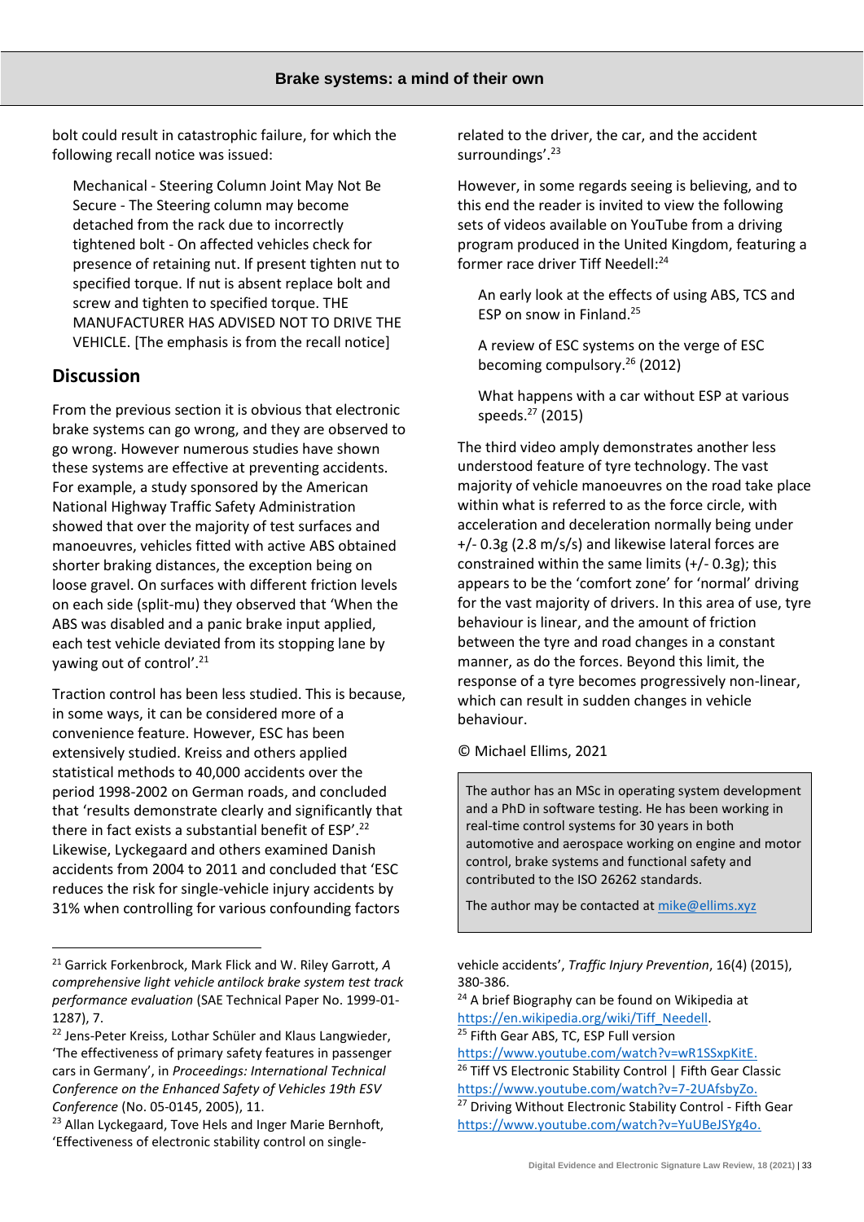bolt could result in catastrophic failure, for which the following recall notice was issued:

> Mechanical - Steering Column Joint May Not Be Secure - The Steering column may become detached from the rack due to incorrectly tightened bolt - On affected vehicles check for presence of retaining nut. If present tighten nut to specified torque. If nut is absent replace bolt and screw and tighten to specified torque. THE MANUFACTURER HAS ADVISED NOT TO DRIVE THE VEHICLE. [The emphasis is from the recall notice]

## Discussion

From the previous section it is obvious that electronic brake systems can go wrong, and they are observed to go wrong. However numerous studies have shown these systems are effective at preventing accidents. For example, a study sponsored by the American National Highway Traffic Safety Administration showed that over the majority of test surfaces and manoeuvres, vehicles fitted with active ABS obtained shorter braking distances, the exception being on loose gravel. On surfaces with different friction levels on each side (split-mu) they observed that 'When the ABS was disabled and a panic brake input applied, each test vehicle deviated from its stopping lane by yawing out of control'.[21]

Traction control has been less studied. This is because, in some ways, it can be considered more of a convenience feature. However, ESC has been extensively studied. Kreiss and others applied statistical methods to 40,000 accidents over the period 1998-2002 on German roads, and concluded that 'results demonstrate clearly and significantly that there in fact exists a substantial benefit of ESP'.[22] Likewise, Lyckegaard and others examined Danish accidents from 2004 to 2011 and concluded that 'ESC reduces the risk for single-vehicle injury accidents by 31% when controlling for various confounding factors related to the driver, the car, and the accident surroundings'.[23]

However, in some regards seeing is believing, and to this end the reader is invited to view the following sets of videos available on YouTube from a driving program produced in the United Kingdom, featuring a former race driver Tiff Needell:[24]

> An early look at the effects of using ABS, TCS and ESP on snow in Finland.[25]
>
> A review of ESC systems on the verge of ESC becoming compulsory.[26] (2012)
>
> What happens with a car without ESP at various speeds.[27] (2015)

The third video amply demonstrates another less understood feature of tyre technology. The vast majority of vehicle manoeuvres on the road take place within what is referred to as the force circle, with acceleration and deceleration normally being under +/- 0.3g (2.8 m/s/s) and likewise lateral forces are constrained within the same limits (+/- 0.3g); this appears to be the 'comfort zone' for 'normal' driving for the vast majority of drivers. In this area of use, tyre behaviour is linear, and the amount of friction between the tyre and road changes in a constant manner, as do the forces. Beyond this limit, the response of a tyre becomes progressively non-linear, which can result in sudden changes in vehicle behaviour.

© Michael Ellims, 2021

> The author has an MSc in operating system development and a PhD in software testing. He has been working in real-time control systems for 30 years in both automotive and aerospace working on engine and motor control, brake systems and functional safety and contributed to the ISO 26262 standards.
>
> The author may be contacted at mike@ellims.xyz

---

[21] Garrick Forkenbrock, Mark Flick and W. Riley Garrott, *A comprehensive light vehicle antilock brake system test track performance evaluation* (SAE Technical Paper No. 1999-01-1287), 7.

[22] Jens-Peter Kreiss, Lothar Schüler and Klaus Langwieder, 'The effectiveness of primary safety features in passenger cars in Germany', in *Proceedings: International Technical Conference on the Enhanced Safety of Vehicles 19th ESV Conference* (No. 05-0145, 2005), 11.

[23] Allan Lyckegaard, Tove Hels and Inger Marie Bernhoft, 'Effectiveness of electronic stability control on single-vehicle accidents', *Traffic Injury Prevention*, 16(4) (2015), 380-386.

[24] A brief Biography can be found on Wikipedia at https://en.wikipedia.org/wiki/Tiff_Needell.

[25] Fifth Gear ABS, TC, ESP Full version https://www.youtube.com/watch?v=wR1SSxpKitE.

[26] Tiff VS Electronic Stability Control | Fifth Gear Classic https://www.youtube.com/watch?v=7-2UAfsbyZo.

[27] Driving Without Electronic Stability Control - Fifth Gear https://www.youtube.com/watch?v=YuUBeJSYg4o.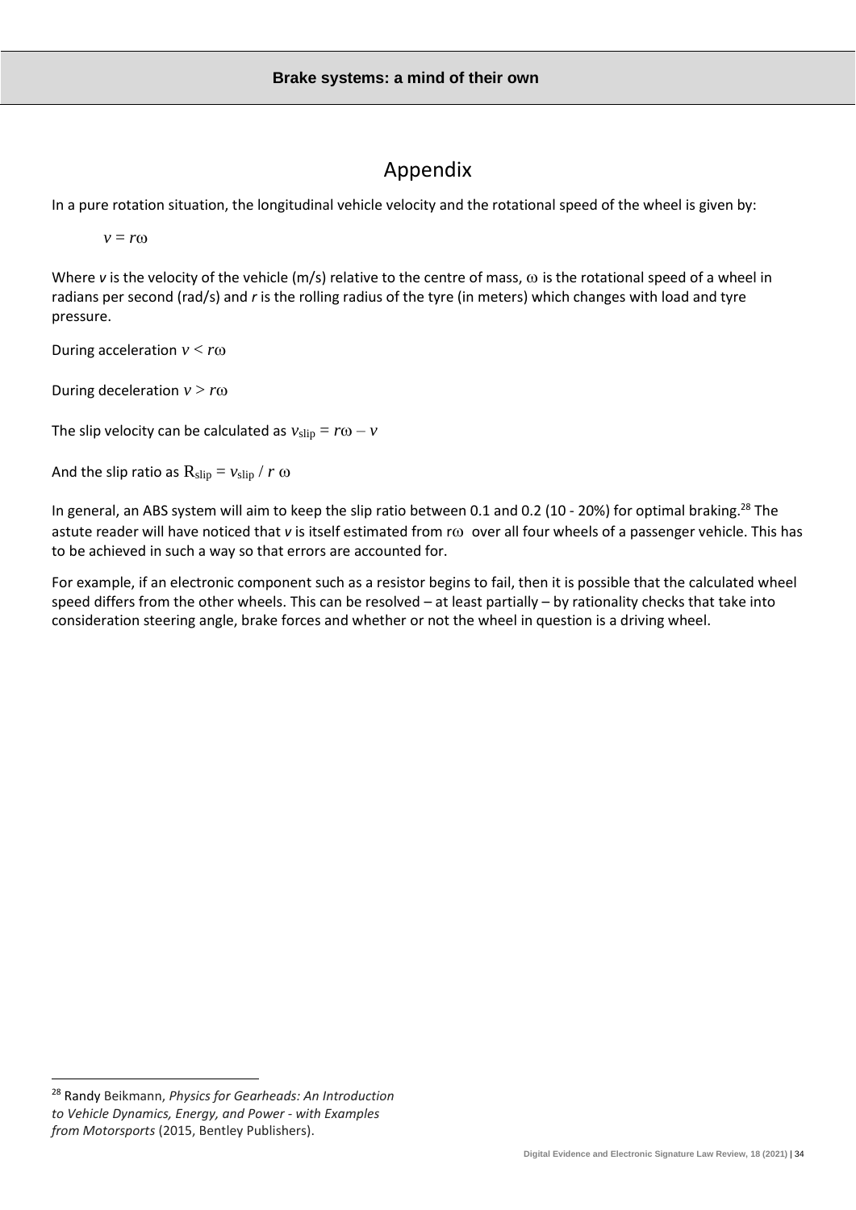# Appendix

In a pure rotation situation, the longitudinal vehicle velocity and the rotational speed of the wheel is given by:

$$v = r\omega$$

Where *v* is the velocity of the vehicle (m/s) relative to the centre of mass, $\omega$ is the rotational speed of a wheel in radians per second (rad/s) and *r* is the rolling radius of the tyre (in meters) which changes with load and tyre pressure.

During acceleration $v < r\omega$

During deceleration $v > r\omega$

The slip velocity can be calculated as $v_{slip} = r\omega - v$

And the slip ratio as $R_{slip} = v_{slip} / r\,\omega$

In general, an ABS system will aim to keep the slip ratio between 0.1 and 0.2 (10 - 20%) for optimal braking.[28] The astute reader will have noticed that *v* is itself estimated from $r\omega$ over all four wheels of a passenger vehicle. This has to be achieved in such a way so that errors are accounted for.

For example, if an electronic component such as a resistor begins to fail, then it is possible that the calculated wheel speed differs from the other wheels. This can be resolved – at least partially – by rationality checks that take into consideration steering angle, brake forces and whether or not the wheel in question is a driving wheel.

---

[28] Randy Beikmann, *Physics for Gearheads: An Introduction to Vehicle Dynamics, Energy, and Power - with Examples from Motorsports* (2015, Bentley Publishers).